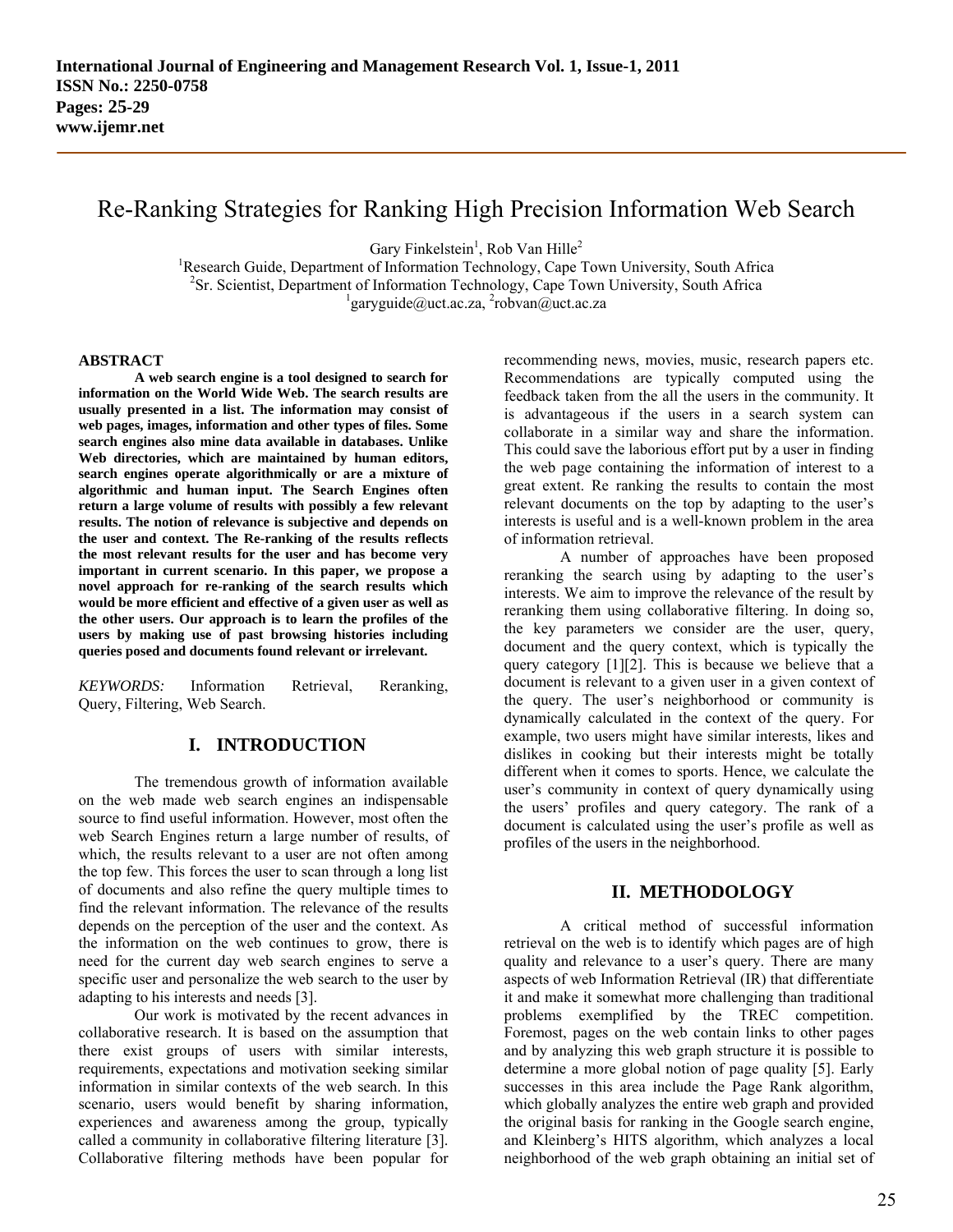# Re-Ranking Strategies for Ranking High Precision Information Web Search

Gary Finkelstein[1], Rob Van Hille[2]

[1]Research Guide, Department of Information Technology, Cape Town University, South Africa
[2]Sr. Scientist, Department of Information Technology, Cape Town University, South Africa
[1]garyguide@uct.ac.za, [2]robvan@uct.ac.za

## ABSTRACT

**A web search engine is a tool designed to search for information on the World Wide Web. The search results are usually presented in a list. The information may consist of web pages, images, information and other types of files. Some search engines also mine data available in databases. Unlike Web directories, which are maintained by human editors, search engines operate algorithmically or are a mixture of algorithmic and human input. The Search Engines often return a large volume of results with possibly a few relevant results. The notion of relevance is subjective and depends on the user and context. The Re-ranking of the results reflects the most relevant results for the user and has become very important in current scenario. In this paper, we propose a novel approach for re-ranking of the search results which would be more efficient and effective of a given user as well as the other users. Our approach is to learn the profiles of the users by making use of past browsing histories including queries posed and documents found relevant or irrelevant.**

*KEYWORDS:* Information Retrieval, Reranking, Query, Filtering, Web Search.

## I. INTRODUCTION

The tremendous growth of information available on the web made web search engines an indispensable source to find useful information. However, most often the web Search Engines return a large number of results, of which, the results relevant to a user are not often among the top few. This forces the user to scan through a long list of documents and also refine the query multiple times to find the relevant information. The relevance of the results depends on the perception of the user and the context. As the information on the web continues to grow, there is need for the current day web search engines to serve a specific user and personalize the web search to the user by adapting to his interests and needs [3].

Our work is motivated by the recent advances in collaborative research. It is based on the assumption that there exist groups of users with similar interests, requirements, expectations and motivation seeking similar information in similar contexts of the web search. In this scenario, users would benefit by sharing information, experiences and awareness among the group, typically called a community in collaborative filtering literature [3]. Collaborative filtering methods have been popular for recommending news, movies, music, research papers etc. Recommendations are typically computed using the feedback taken from the all the users in the community. It is advantageous if the users in a search system can collaborate in a similar way and share the information. This could save the laborious effort put by a user in finding the web page containing the information of interest to a great extent. Re ranking the results to contain the most relevant documents on the top by adapting to the user's interests is useful and is a well-known problem in the area of information retrieval.

A number of approaches have been proposed reranking the search using by adapting to the user's interests. We aim to improve the relevance of the result by reranking them using collaborative filtering. In doing so, the key parameters we consider are the user, query, document and the query context, which is typically the query category [1][2]. This is because we believe that a document is relevant to a given user in a given context of the query. The user's neighborhood or community is dynamically calculated in the context of the query. For example, two users might have similar interests, likes and dislikes in cooking but their interests might be totally different when it comes to sports. Hence, we calculate the user's community in context of query dynamically using the users' profiles and query category. The rank of a document is calculated using the user's profile as well as profiles of the users in the neighborhood.

## II. METHODOLOGY

A critical method of successful information retrieval on the web is to identify which pages are of high quality and relevance to a user's query. There are many aspects of web Information Retrieval (IR) that differentiate it and make it somewhat more challenging than traditional problems exemplified by the TREC competition. Foremost, pages on the web contain links to other pages and by analyzing this web graph structure it is possible to determine a more global notion of page quality [5]. Early successes in this area include the Page Rank algorithm, which globally analyzes the entire web graph and provided the original basis for ranking in the Google search engine, and Kleinberg's HITS algorithm, which analyzes a local neighborhood of the web graph obtaining an initial set of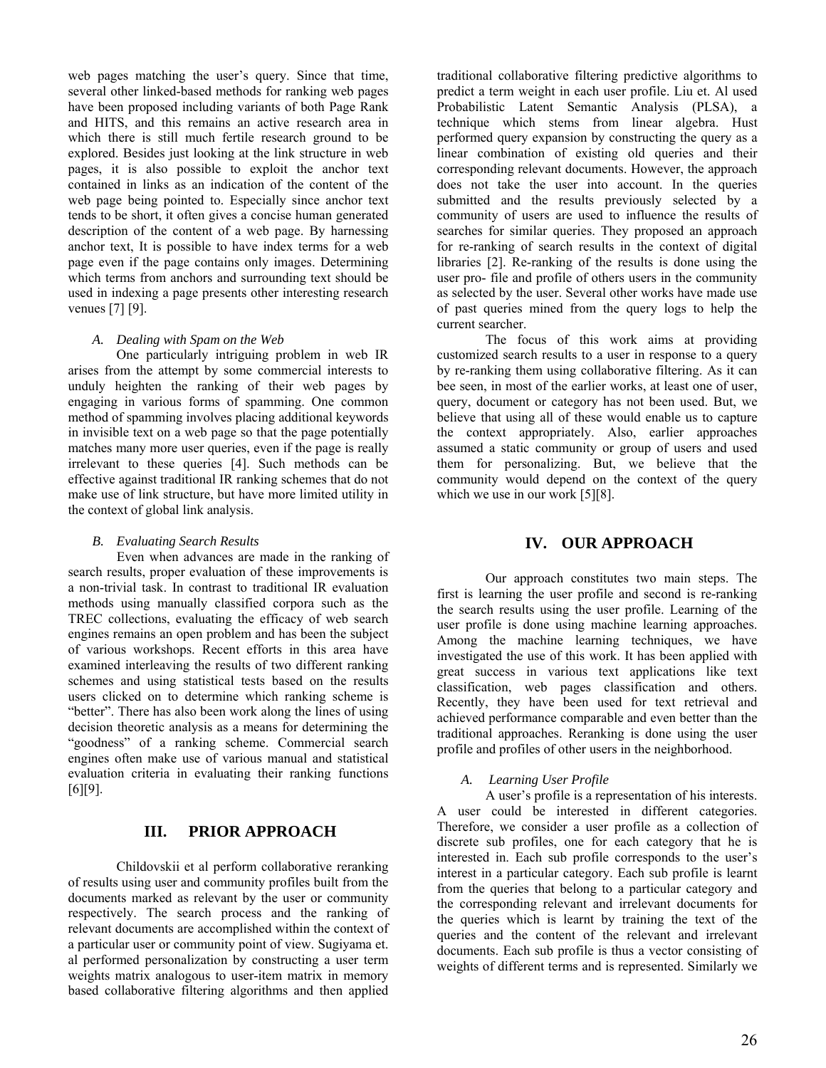web pages matching the user's query. Since that time, several other linked-based methods for ranking web pages have been proposed including variants of both Page Rank and HITS, and this remains an active research area in which there is still much fertile research ground to be explored. Besides just looking at the link structure in web pages, it is also possible to exploit the anchor text contained in links as an indication of the content of the web page being pointed to. Especially since anchor text tends to be short, it often gives a concise human generated description of the content of a web page. By harnessing anchor text, It is possible to have index terms for a web page even if the page contains only images. Determining which terms from anchors and surrounding text should be used in indexing a page presents other interesting research venues [7] [9].

### A. Dealing with Spam on the Web

One particularly intriguing problem in web IR arises from the attempt by some commercial interests to unduly heighten the ranking of their web pages by engaging in various forms of spamming. One common method of spamming involves placing additional keywords in invisible text on a web page so that the page potentially matches many more user queries, even if the page is really irrelevant to these queries [4]. Such methods can be effective against traditional IR ranking schemes that do not make use of link structure, but have more limited utility in the context of global link analysis.

### B. Evaluating Search Results

Even when advances are made in the ranking of search results, proper evaluation of these improvements is a non-trivial task. In contrast to traditional IR evaluation methods using manually classified corpora such as the TREC collections, evaluating the efficacy of web search engines remains an open problem and has been the subject of various workshops. Recent efforts in this area have examined interleaving the results of two different ranking schemes and using statistical tests based on the results users clicked on to determine which ranking scheme is "better". There has also been work along the lines of using decision theoretic analysis as a means for determining the "goodness" of a ranking scheme. Commercial search engines often make use of various manual and statistical evaluation criteria in evaluating their ranking functions [6][9].

## III. PRIOR APPROACH

Childovskii et al perform collaborative reranking of results using user and community profiles built from the documents marked as relevant by the user or community respectively. The search process and the ranking of relevant documents are accomplished within the context of a particular user or community point of view. Sugiyama et. al performed personalization by constructing a user term weights matrix analogous to user-item matrix in memory based collaborative filtering algorithms and then applied traditional collaborative filtering predictive algorithms to predict a term weight in each user profile. Liu et. Al used Probabilistic Latent Semantic Analysis (PLSA), a technique which stems from linear algebra. Hust performed query expansion by constructing the query as a linear combination of existing old queries and their corresponding relevant documents. However, the approach does not take the user into account. In the queries submitted and the results previously selected by a community of users are used to influence the results of searches for similar queries. They proposed an approach for re-ranking of search results in the context of digital libraries [2]. Re-ranking of the results is done using the user pro- file and profile of others users in the community as selected by the user. Several other works have made use of past queries mined from the query logs to help the current searcher.

The focus of this work aims at providing customized search results to a user in response to a query by re-ranking them using collaborative filtering. As it can bee seen, in most of the earlier works, at least one of user, query, document or category has not been used. But, we believe that using all of these would enable us to capture the context appropriately. Also, earlier approaches assumed a static community or group of users and used them for personalizing. But, we believe that the community would depend on the context of the query which we use in our work [5][8].

## IV. OUR APPROACH

Our approach constitutes two main steps. The first is learning the user profile and second is re-ranking the search results using the user profile. Learning of the user profile is done using machine learning approaches. Among the machine learning techniques, we have investigated the use of this work. It has been applied with great success in various text applications like text classification, web pages classification and others. Recently, they have been used for text retrieval and achieved performance comparable and even better than the traditional approaches. Reranking is done using the user profile and profiles of other users in the neighborhood.

### A. Learning User Profile

A user's profile is a representation of his interests. A user could be interested in different categories. Therefore, we consider a user profile as a collection of discrete sub profiles, one for each category that he is interested in. Each sub profile corresponds to the user's interest in a particular category. Each sub profile is learnt from the queries that belong to a particular category and the corresponding relevant and irrelevant documents for the queries which is learnt by training the text of the queries and the content of the relevant and irrelevant documents. Each sub profile is thus a vector consisting of weights of different terms and is represented. Similarly we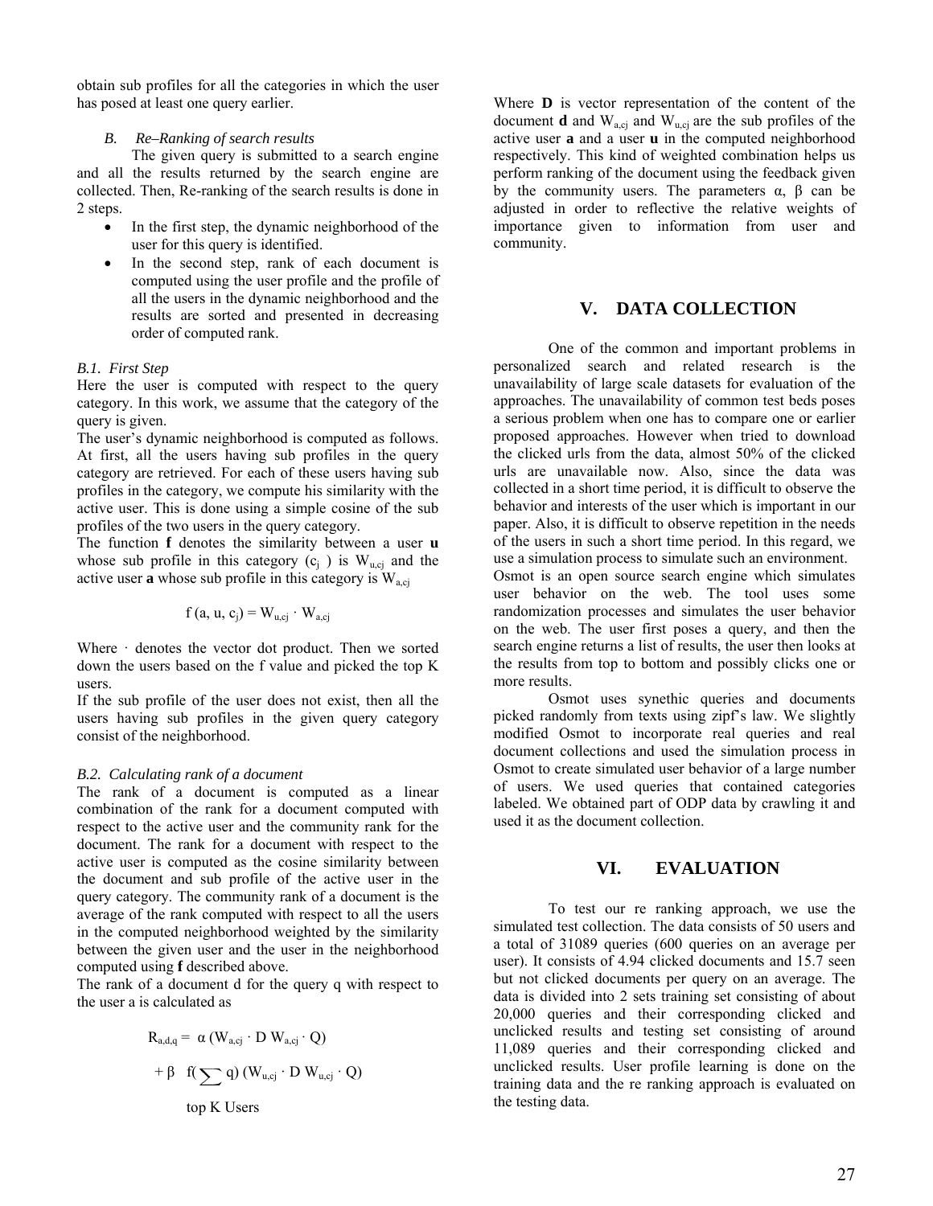obtain sub profiles for all the categories in which the user has posed at least one query earlier.

### *B. Re–Ranking of search results*

The given query is submitted to a search engine and all the results returned by the search engine are collected. Then, Re-ranking of the search results is done in 2 steps.

- In the first step, the dynamic neighborhood of the user for this query is identified.
- In the second step, rank of each document is computed using the user profile and the profile of all the users in the dynamic neighborhood and the results are sorted and presented in decreasing order of computed rank.

#### *B.1. First Step*

Here the user is computed with respect to the query category. In this work, we assume that the category of the query is given.

The user's dynamic neighborhood is computed as follows. At first, all the users having sub profiles in the query category are retrieved. For each of these users having sub profiles in the category, we compute his similarity with the active user. This is done using a simple cosine of the sub profiles of the two users in the query category.

The function **f** denotes the similarity between a user **u** whose sub profile in this category ($c_j$) is $W_{u,cj}$ and the active user **a** whose sub profile in this category is $W_{a,cj}$

$$f(a, u, c_j) = W_{u,cj} \cdot W_{a,cj}$$

Where $\cdot$ denotes the vector dot product. Then we sorted down the users based on the f value and picked the top K users.

If the sub profile of the user does not exist, then all the users having sub profiles in the given query category consist of the neighborhood.

#### *B.2. Calculating rank of a document*

The rank of a document is computed as a linear combination of the rank for a document computed with respect to the active user and the community rank for the document. The rank for a document with respect to the active user is computed as the cosine similarity between the document and sub profile of the active user in the query category. The community rank of a document is the average of the rank computed with respect to all the users in the computed neighborhood weighted by the similarity between the given user and the user in the neighborhood computed using **f** described above.

The rank of a document d for the query q with respect to the user a is calculated as

$$R_{a,d,q} = \alpha\,(W_{a,cj} \cdot D\; W_{a,cj} \cdot Q) + \beta \sum_{\text{top K Users}} f(q)\,(W_{u,cj} \cdot D\; W_{u,cj} \cdot Q)$$

Where **D** is vector representation of the content of the document **d** and $W_{a,cj}$ and $W_{u,cj}$ are the sub profiles of the active user **a** and a user **u** in the computed neighborhood respectively. This kind of weighted combination helps us perform ranking of the document using the feedback given by the community users. The parameters α, β can be adjusted in order to reflective the relative weights of importance given to information from user and community.

## V. DATA COLLECTION

One of the common and important problems in personalized search and related research is the unavailability of large scale datasets for evaluation of the approaches. The unavailability of common test beds poses a serious problem when one has to compare one or earlier proposed approaches. However when tried to download the clicked urls from the data, almost 50% of the clicked urls are unavailable now. Also, since the data was collected in a short time period, it is difficult to observe the behavior and interests of the user which is important in our paper. Also, it is difficult to observe repetition in the needs of the users in such a short time period. In this regard, we use a simulation process to simulate such an environment.

Osmot is an open source search engine which simulates user behavior on the web. The tool uses some randomization processes and simulates the user behavior on the web. The user first poses a query, and then the search engine returns a list of results, the user then looks at the results from top to bottom and possibly clicks one or more results.

Osmot uses synethic queries and documents picked randomly from texts using zipf's law. We slightly modified Osmot to incorporate real queries and real document collections and used the simulation process in Osmot to create simulated user behavior of a large number of users. We used queries that contained categories labeled. We obtained part of ODP data by crawling it and used it as the document collection.

## VI. EVALUATION

To test our re ranking approach, we use the simulated test collection. The data consists of 50 users and a total of 31089 queries (600 queries on an average per user). It consists of 4.94 clicked documents and 15.7 seen but not clicked documents per query on an average. The data is divided into 2 sets training set consisting of about 20,000 queries and their corresponding clicked and unclicked results and testing set consisting of around 11,089 queries and their corresponding clicked and unclicked results. User profile learning is done on the training data and the re ranking approach is evaluated on the testing data.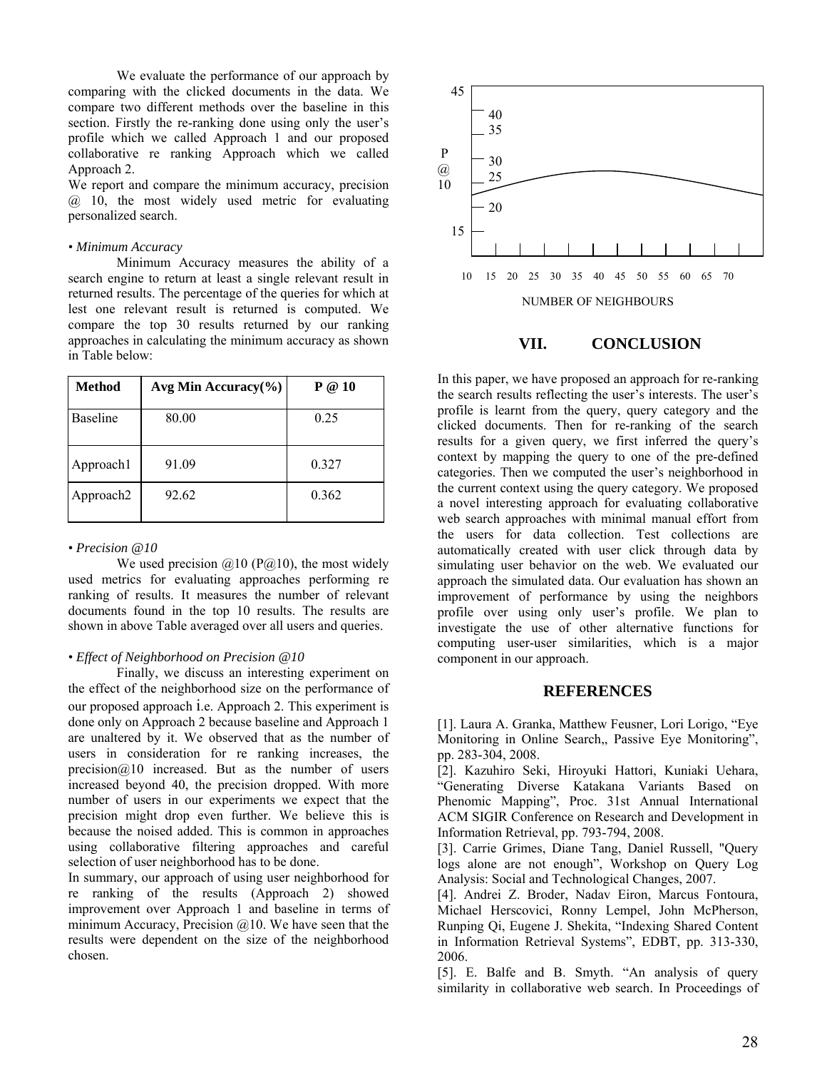We evaluate the performance of our approach by comparing with the clicked documents in the data. We compare two different methods over the baseline in this section. Firstly the re-ranking done using only the user's profile which we called Approach 1 and our proposed collaborative re ranking Approach which we called Approach 2.

We report and compare the minimum accuracy, precision @ 10, the most widely used metric for evaluating personalized search.

• *Minimum Accuracy*

Minimum Accuracy measures the ability of a search engine to return at least a single relevant result in returned results. The percentage of the queries for which at lest one relevant result is returned is computed. We compare the top 30 results returned by our ranking approaches in calculating the minimum accuracy as shown in Table below:

| Method | Avg Min Accuracy(%) | P @ 10 |
|---|---|---|
| Baseline | 80.00 | 0.25 |
| Approach1 | 91.09 | 0.327 |
| Approach2 | 92.62 | 0.362 |

• *Precision @10*

We used precision @10 (P@10), the most widely used metrics for evaluating approaches performing re ranking of results. It measures the number of relevant documents found in the top 10 results. The results are shown in above Table averaged over all users and queries.

• *Effect of Neighborhood on Precision @10*

Finally, we discuss an interesting experiment on the effect of the neighborhood size on the performance of our proposed approach i.e. Approach 2. This experiment is done only on Approach 2 because baseline and Approach 1 are unaltered by it. We observed that as the number of users in consideration for re ranking increases, the precision@10 increased. But as the number of users increased beyond 40, the precision dropped. With more number of users in our experiments we expect that the precision might drop even further. We believe this is because the noised added. This is common in approaches using collaborative filtering approaches and careful selection of user neighborhood has to be done.

In summary, our approach of using user neighborhood for re ranking of the results (Approach 2) showed improvement over Approach 1 and baseline in terms of minimum Accuracy, Precision @10. We have seen that the results were dependent on the size of the neighborhood chosen.

P @ 10 (y-axis: 15, 20, 25, 30, 35, 40, 45)

NUMBER OF NEIGHBOURS (x-axis: 10, 15, 20, 25, 30, 35, 40, 45, 50, 55, 60, 65, 70)

## VII. CONCLUSION

In this paper, we have proposed an approach for re-ranking the search results reflecting the user's interests. The user's profile is learnt from the query, query category and the clicked documents. Then for re-ranking of the search results for a given query, we first inferred the query's context by mapping the query to one of the pre-defined categories. Then we computed the user's neighborhood in the current context using the query category. We proposed a novel interesting approach for evaluating collaborative web search approaches with minimal manual effort from the users for data collection. Test collections are automatically created with user click through data by simulating user behavior on the web. We evaluated our approach the simulated data. Our evaluation has shown an improvement of performance by using the neighbors profile over using only user's profile. We plan to investigate the use of other alternative functions for computing user-user similarities, which is a major component in our approach.

## REFERENCES

[1]. Laura A. Granka, Matthew Feusner, Lori Lorigo, "Eye Monitoring in Online Search,, Passive Eye Monitoring", pp. 283-304, 2008.

[2]. Kazuhiro Seki, Hiroyuki Hattori, Kuniaki Uehara, "Generating Diverse Katakana Variants Based on Phenomic Mapping", Proc. 31st Annual International ACM SIGIR Conference on Research and Development in Information Retrieval, pp. 793-794, 2008.

[3]. Carrie Grimes, Diane Tang, Daniel Russell, "Query logs alone are not enough", Workshop on Query Log Analysis: Social and Technological Changes, 2007.

[4]. Andrei Z. Broder, Nadav Eiron, Marcus Fontoura, Michael Herscovici, Ronny Lempel, John McPherson, Runping Qi, Eugene J. Shekita, "Indexing Shared Content in Information Retrieval Systems", EDBT, pp. 313-330, 2006.

[5]. E. Balfe and B. Smyth. "An analysis of query similarity in collaborative web search. In Proceedings of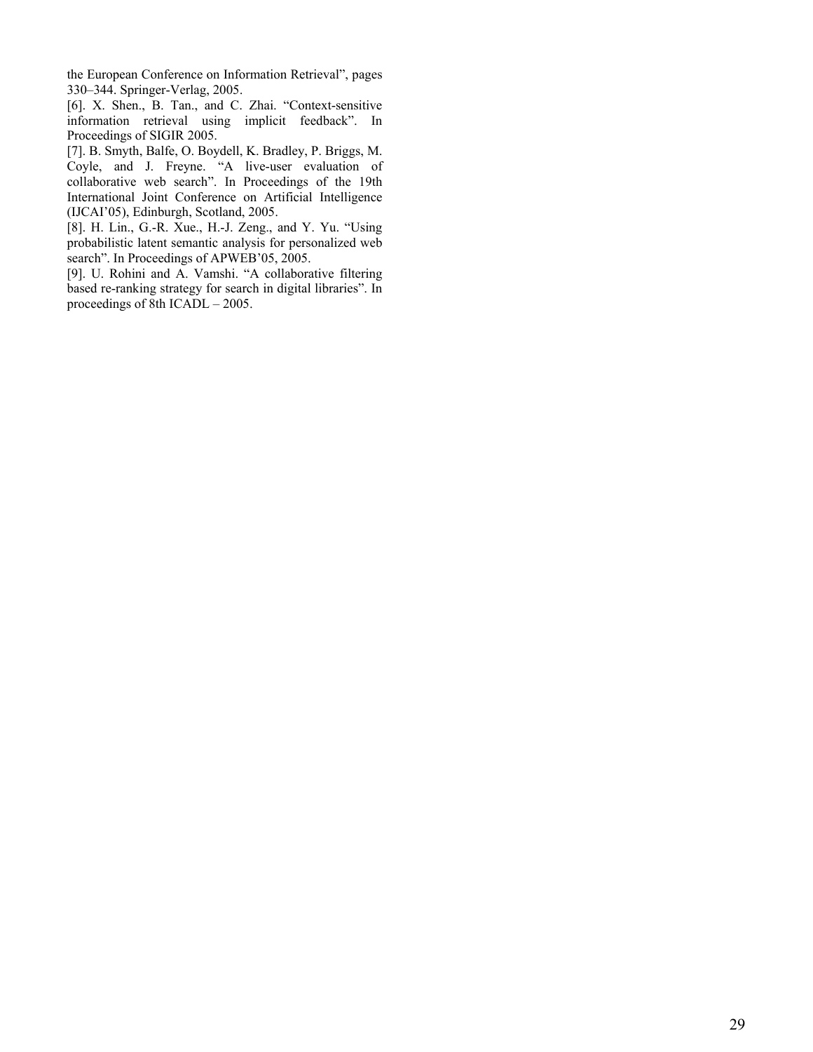the European Conference on Information Retrieval", pages 330–344. Springer-Verlag, 2005.

[6]. X. Shen., B. Tan., and C. Zhai. "Context-sensitive information retrieval using implicit feedback". In Proceedings of SIGIR 2005.

[7]. B. Smyth, Balfe, O. Boydell, K. Bradley, P. Briggs, M. Coyle, and J. Freyne. "A live-user evaluation of collaborative web search". In Proceedings of the 19th International Joint Conference on Artificial Intelligence (IJCAI'05), Edinburgh, Scotland, 2005.

[8]. H. Lin., G.-R. Xue., H.-J. Zeng., and Y. Yu. "Using probabilistic latent semantic analysis for personalized web search". In Proceedings of APWEB'05, 2005.

[9]. U. Rohini and A. Vamshi. "A collaborative filtering based re-ranking strategy for search in digital libraries". In proceedings of 8th ICADL – 2005.